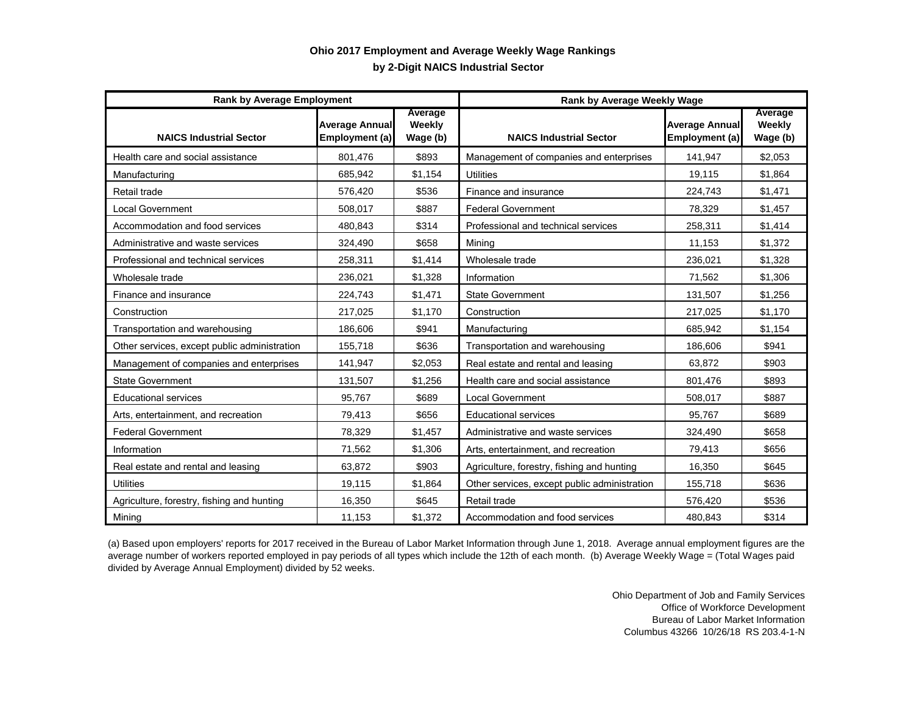## Ohio 2017 Employment and Average Weekly Wage Rankings

## by 2-Digit NAICS Industrial Sector

| Rank by Average Employment | | | Rank by Average Weekly Wage | | |
|---|---|---|---|---|---|
| NAICS Industrial Sector | Average Annual Employment (a) | Average Weekly Wage (b) | NAICS Industrial Sector | Average Annual Employment (a) | Average Weekly Wage (b) |
| Health care and social assistance | 801,476 | $893 | Management of companies and enterprises | 141,947 | $2,053 |
| Manufacturing | 685,942 | $1,154 | Utilities | 19,115 | $1,864 |
| Retail trade | 576,420 | $536 | Finance and insurance | 224,743 | $1,471 |
| Local Government | 508,017 | $887 | Federal Government | 78,329 | $1,457 |
| Accommodation and food services | 480,843 | $314 | Professional and technical services | 258,311 | $1,414 |
| Administrative and waste services | 324,490 | $658 | Mining | 11,153 | $1,372 |
| Professional and technical services | 258,311 | $1,414 | Wholesale trade | 236,021 | $1,328 |
| Wholesale trade | 236,021 | $1,328 | Information | 71,562 | $1,306 |
| Finance and insurance | 224,743 | $1,471 | State Government | 131,507 | $1,256 |
| Construction | 217,025 | $1,170 | Construction | 217,025 | $1,170 |
| Transportation and warehousing | 186,606 | $941 | Manufacturing | 685,942 | $1,154 |
| Other services, except public administration | 155,718 | $636 | Transportation and warehousing | 186,606 | $941 |
| Management of companies and enterprises | 141,947 | $2,053 | Real estate and rental and leasing | 63,872 | $903 |
| State Government | 131,507 | $1,256 | Health care and social assistance | 801,476 | $893 |
| Educational services | 95,767 | $689 | Local Government | 508,017 | $887 |
| Arts, entertainment, and recreation | 79,413 | $656 | Educational services | 95,767 | $689 |
| Federal Government | 78,329 | $1,457 | Administrative and waste services | 324,490 | $658 |
| Information | 71,562 | $1,306 | Arts, entertainment, and recreation | 79,413 | $656 |
| Real estate and rental and leasing | 63,872 | $903 | Agriculture, forestry, fishing and hunting | 16,350 | $645 |
| Utilities | 19,115 | $1,864 | Other services, except public administration | 155,718 | $636 |
| Agriculture, forestry, fishing and hunting | 16,350 | $645 | Retail trade | 576,420 | $536 |
| Mining | 11,153 | $1,372 | Accommodation and food services | 480,843 | $314 |

(a) Based upon employers' reports for 2017 received in the Bureau of Labor Market Information through June 1, 2018. Average annual employment figures are the average number of workers reported employed in pay periods of all types which include the 12th of each month. (b) Average Weekly Wage = (Total Wages paid divided by Average Annual Employment) divided by 52 weeks.

Ohio Department of Job and Family Services
Office of Workforce Development
Bureau of Labor Market Information
Columbus 43266 10/26/18 RS 203.4-1-N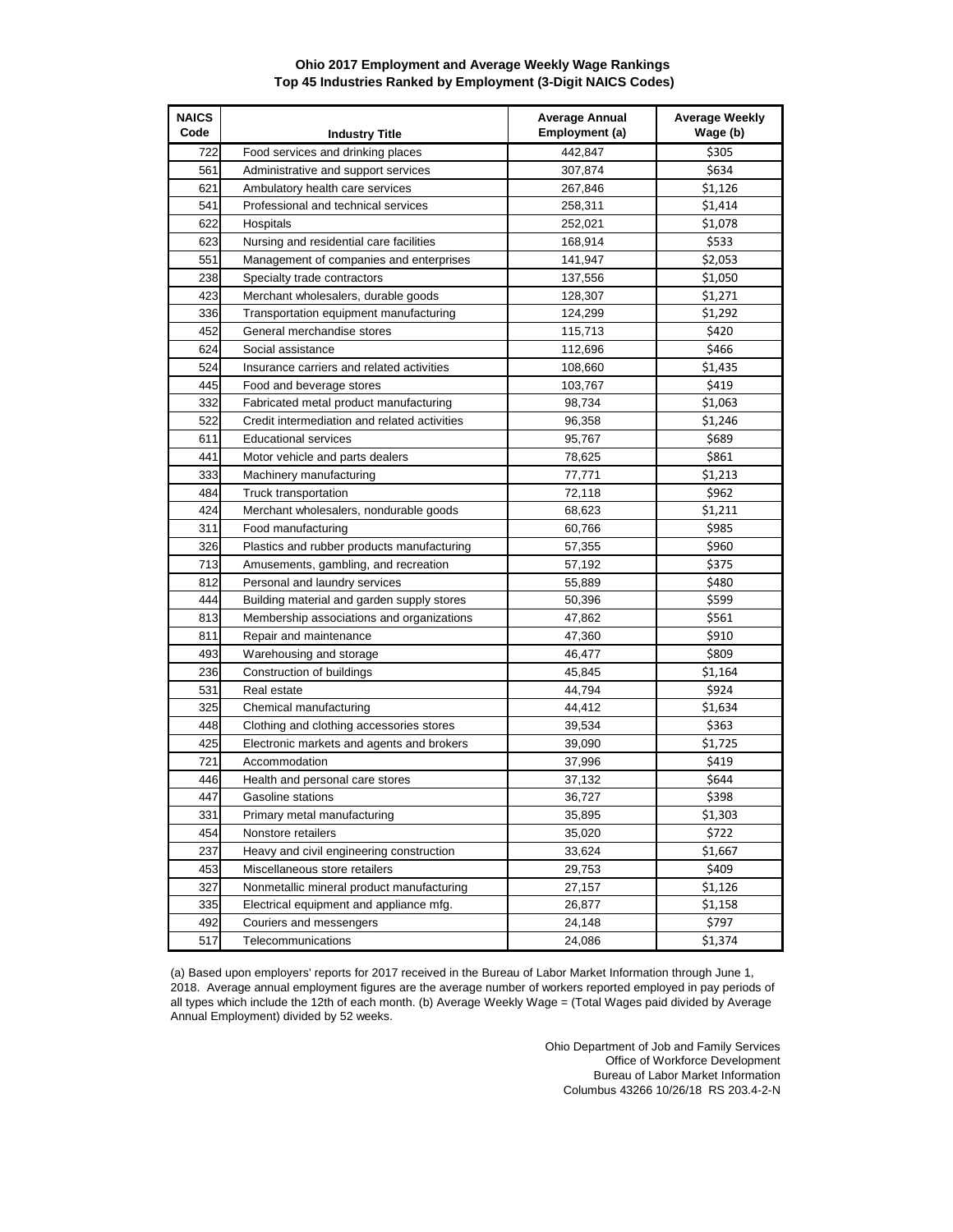**Ohio 2017 Employment and Average Weekly Wage Rankings**
**Top 45 Industries Ranked by Employment (3-Digit NAICS Codes)**

| NAICS Code | Industry Title | Average Annual Employment (a) | Average Weekly Wage (b) |
|---|---|---|---|
| 722 | Food services and drinking places | 442,847 | $305 |
| 561 | Administrative and support services | 307,874 | $634 |
| 621 | Ambulatory health care services | 267,846 | $1,126 |
| 541 | Professional and technical services | 258,311 | $1,414 |
| 622 | Hospitals | 252,021 | $1,078 |
| 623 | Nursing and residential care facilities | 168,914 | $533 |
| 551 | Management of companies and enterprises | 141,947 | $2,053 |
| 238 | Specialty trade contractors | 137,556 | $1,050 |
| 423 | Merchant wholesalers, durable goods | 128,307 | $1,271 |
| 336 | Transportation equipment manufacturing | 124,299 | $1,292 |
| 452 | General merchandise stores | 115,713 | $420 |
| 624 | Social assistance | 112,696 | $466 |
| 524 | Insurance carriers and related activities | 108,660 | $1,435 |
| 445 | Food and beverage stores | 103,767 | $419 |
| 332 | Fabricated metal product manufacturing | 98,734 | $1,063 |
| 522 | Credit intermediation and related activities | 96,358 | $1,246 |
| 611 | Educational services | 95,767 | $689 |
| 441 | Motor vehicle and parts dealers | 78,625 | $861 |
| 333 | Machinery manufacturing | 77,771 | $1,213 |
| 484 | Truck transportation | 72,118 | $962 |
| 424 | Merchant wholesalers, nondurable goods | 68,623 | $1,211 |
| 311 | Food manufacturing | 60,766 | $985 |
| 326 | Plastics and rubber products manufacturing | 57,355 | $960 |
| 713 | Amusements, gambling, and recreation | 57,192 | $375 |
| 812 | Personal and laundry services | 55,889 | $480 |
| 444 | Building material and garden supply stores | 50,396 | $599 |
| 813 | Membership associations and organizations | 47,862 | $561 |
| 811 | Repair and maintenance | 47,360 | $910 |
| 493 | Warehousing and storage | 46,477 | $809 |
| 236 | Construction of buildings | 45,845 | $1,164 |
| 531 | Real estate | 44,794 | $924 |
| 325 | Chemical manufacturing | 44,412 | $1,634 |
| 448 | Clothing and clothing accessories stores | 39,534 | $363 |
| 425 | Electronic markets and agents and brokers | 39,090 | $1,725 |
| 721 | Accommodation | 37,996 | $419 |
| 446 | Health and personal care stores | 37,132 | $644 |
| 447 | Gasoline stations | 36,727 | $398 |
| 331 | Primary metal manufacturing | 35,895 | $1,303 |
| 454 | Nonstore retailers | 35,020 | $722 |
| 237 | Heavy and civil engineering construction | 33,624 | $1,667 |
| 453 | Miscellaneous store retailers | 29,753 | $409 |
| 327 | Nonmetallic mineral product manufacturing | 27,157 | $1,126 |
| 335 | Electrical equipment and appliance mfg. | 26,877 | $1,158 |
| 492 | Couriers and messengers | 24,148 | $797 |
| 517 | Telecommunications | 24,086 | $1,374 |

(a) Based upon employers' reports for 2017 received in the Bureau of Labor Market Information through June 1, 2018. Average annual employment figures are the average number of workers reported employed in pay periods of all types which include the 12th of each month. (b) Average Weekly Wage = (Total Wages paid divided by Average Annual Employment) divided by 52 weeks.

Ohio Department of Job and Family Services
Office of Workforce Development
Bureau of Labor Market Information
Columbus 43266 10/26/18 RS 203.4-2-N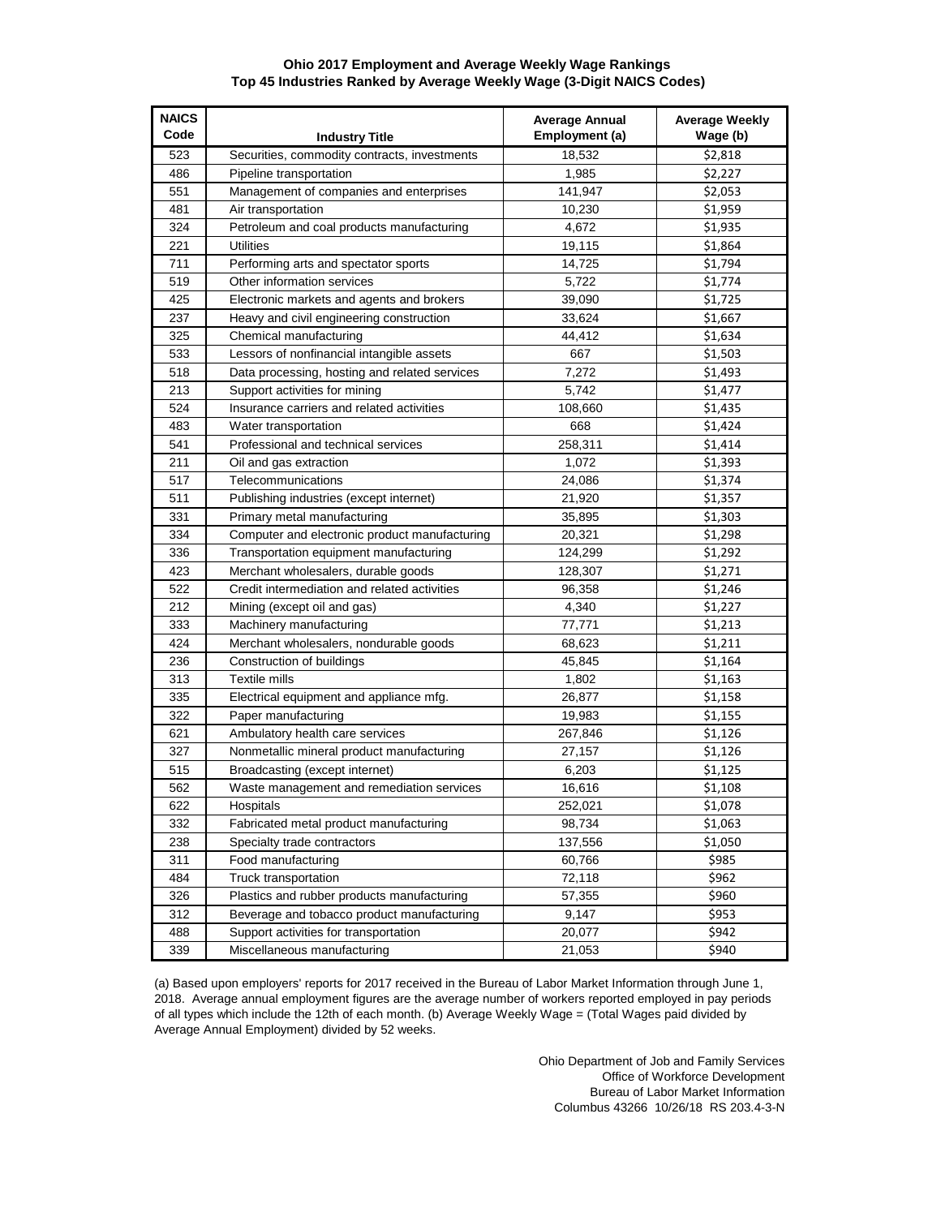**Ohio 2017 Employment and Average Weekly Wage Rankings**
**Top 45 Industries Ranked by Average Weekly Wage (3-Digit NAICS Codes)**

| NAICS Code | Industry Title | Average Annual Employment (a) | Average Weekly Wage (b) |
|---|---|---|---|
| 523 | Securities, commodity contracts, investments | 18,532 | $2,818 |
| 486 | Pipeline transportation | 1,985 | $2,227 |
| 551 | Management of companies and enterprises | 141,947 | $2,053 |
| 481 | Air transportation | 10,230 | $1,959 |
| 324 | Petroleum and coal products manufacturing | 4,672 | $1,935 |
| 221 | Utilities | 19,115 | $1,864 |
| 711 | Performing arts and spectator sports | 14,725 | $1,794 |
| 519 | Other information services | 5,722 | $1,774 |
| 425 | Electronic markets and agents and brokers | 39,090 | $1,725 |
| 237 | Heavy and civil engineering construction | 33,624 | $1,667 |
| 325 | Chemical manufacturing | 44,412 | $1,634 |
| 533 | Lessors of nonfinancial intangible assets | 667 | $1,503 |
| 518 | Data processing, hosting and related services | 7,272 | $1,493 |
| 213 | Support activities for mining | 5,742 | $1,477 |
| 524 | Insurance carriers and related activities | 108,660 | $1,435 |
| 483 | Water transportation | 668 | $1,424 |
| 541 | Professional and technical services | 258,311 | $1,414 |
| 211 | Oil and gas extraction | 1,072 | $1,393 |
| 517 | Telecommunications | 24,086 | $1,374 |
| 511 | Publishing industries (except internet) | 21,920 | $1,357 |
| 331 | Primary metal manufacturing | 35,895 | $1,303 |
| 334 | Computer and electronic product manufacturing | 20,321 | $1,298 |
| 336 | Transportation equipment manufacturing | 124,299 | $1,292 |
| 423 | Merchant wholesalers, durable goods | 128,307 | $1,271 |
| 522 | Credit intermediation and related activities | 96,358 | $1,246 |
| 212 | Mining (except oil and gas) | 4,340 | $1,227 |
| 333 | Machinery manufacturing | 77,771 | $1,213 |
| 424 | Merchant wholesalers, nondurable goods | 68,623 | $1,211 |
| 236 | Construction of buildings | 45,845 | $1,164 |
| 313 | Textile mills | 1,802 | $1,163 |
| 335 | Electrical equipment and appliance mfg. | 26,877 | $1,158 |
| 322 | Paper manufacturing | 19,983 | $1,155 |
| 621 | Ambulatory health care services | 267,846 | $1,126 |
| 327 | Nonmetallic mineral product manufacturing | 27,157 | $1,126 |
| 515 | Broadcasting (except internet) | 6,203 | $1,125 |
| 562 | Waste management and remediation services | 16,616 | $1,108 |
| 622 | Hospitals | 252,021 | $1,078 |
| 332 | Fabricated metal product manufacturing | 98,734 | $1,063 |
| 238 | Specialty trade contractors | 137,556 | $1,050 |
| 311 | Food manufacturing | 60,766 | $985 |
| 484 | Truck transportation | 72,118 | $962 |
| 326 | Plastics and rubber products manufacturing | 57,355 | $960 |
| 312 | Beverage and tobacco product manufacturing | 9,147 | $953 |
| 488 | Support activities for transportation | 20,077 | $942 |
| 339 | Miscellaneous manufacturing | 21,053 | $940 |

(a) Based upon employers' reports for 2017 received in the Bureau of Labor Market Information through June 1, 2018. Average annual employment figures are the average number of workers reported employed in pay periods of all types which include the 12th of each month. (b) Average Weekly Wage = (Total Wages paid divided by Average Annual Employment) divided by 52 weeks.

Ohio Department of Job and Family Services
Office of Workforce Development
Bureau of Labor Market Information
Columbus 43266 10/26/18 RS 203.4-3-N